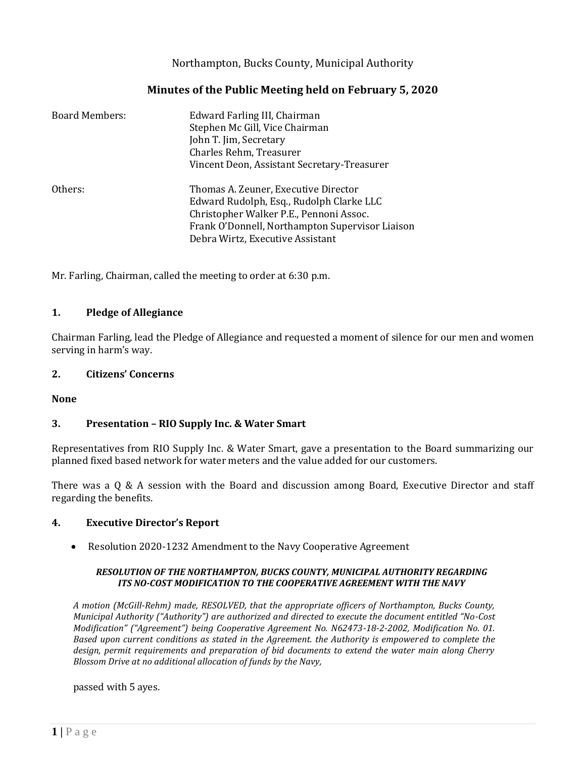Northampton, Bucks County, Municipal Authority

# Minutes of the Public Meeting held on February 5, 2020

Board Members: Edward Farling III, Chairman
Stephen Mc Gill, Vice Chairman
John T. Jim, Secretary
Charles Rehm, Treasurer
Vincent Deon, Assistant Secretary-Treasurer

Others: Thomas A. Zeuner, Executive Director
Edward Rudolph, Esq., Rudolph Clarke LLC
Christopher Walker P.E., Pennoni Assoc.
Frank O'Donnell, Northampton Supervisor Liaison
Debra Wirtz, Executive Assistant

Mr. Farling, Chairman, called the meeting to order at 6:30 p.m.

## 1. Pledge of Allegiance

Chairman Farling, lead the Pledge of Allegiance and requested a moment of silence for our men and women serving in harm's way.

## 2. Citizens' Concerns

**None**

## 3. Presentation – RIO Supply Inc. & Water Smart

Representatives from RIO Supply Inc. & Water Smart, gave a presentation to the Board summarizing our planned fixed based network for water meters and the value added for our customers.

There was a Q & A session with the Board and discussion among Board, Executive Director and staff regarding the benefits.

## 4. Executive Director's Report

- Resolution 2020-1232 Amendment to the Navy Cooperative Agreement

***RESOLUTION OF THE NORTHAMPTON, BUCKS COUNTY, MUNICIPAL AUTHORITY REGARDING ITS NO-COST MODIFICATION TO THE COOPERATIVE AGREEMENT WITH THE NAVY***

*A motion (McGill-Rehm) made, RESOLVED, that the appropriate officers of Northampton, Bucks County, Municipal Authority ("Authority") are authorized and directed to execute the document entitled "No-Cost Modification" ("Agreement") being Cooperative Agreement No. N62473-18-2-2002, Modification No. 01. Based upon current conditions as stated in the Agreement. the Authority is empowered to complete the design, permit requirements and preparation of bid documents to extend the water main along Cherry Blossom Drive at no additional allocation of funds by the Navy,*

passed with 5 ayes.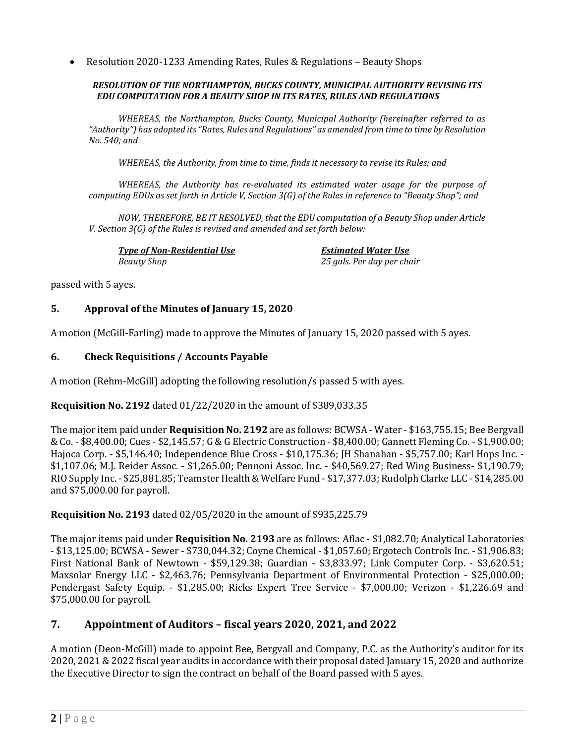- Resolution 2020-1233 Amending Rates, Rules & Regulations – Beauty Shops

***RESOLUTION OF THE NORTHAMPTON, BUCKS COUNTY, MUNICIPAL AUTHORITY REVISING ITS EDU COMPUTATION FOR A BEAUTY SHOP IN ITS RATES, RULES AND REGULATIONS***

*WHEREAS, the Northampton, Bucks County, Municipal Authority (hereinafter referred to as "Authority") has adopted its "Rates, Rules and Regulations" as amended from time to time by Resolution No. 540; and*

*WHEREAS, the Authority, from time to time, finds it necessary to revise its Rules; and*

*WHEREAS, the Authority has re-evaluated its estimated water usage for the purpose of computing EDUs as set forth in Article V, Section 3(G) of the Rules in reference to "Beauty Shop"; and*

*NOW, THEREFORE, BE IT RESOLVED, that the EDU computation of a Beauty Shop under Article V. Section 3(G) of the Rules is revised and amended and set forth below:*

| *Type of Non-Residential Use* | *Estimated Water Use* |
| --- | --- |
| *Beauty Shop* | *25 gals. Per day per chair* |

passed with 5 ayes.

## 5. Approval of the Minutes of January 15, 2020

A motion (McGill-Farling) made to approve the Minutes of January 15, 2020 passed with 5 ayes.

## 6. Check Requisitions / Accounts Payable

A motion (Rehm-McGill) adopting the following resolution/s passed 5 with ayes.

**Requisition No. 2192** dated 01/22/2020 in the amount of $389,033.35

The major item paid under **Requisition No. 2192** are as follows: BCWSA - Water - $163,755.15; Bee Bergvall & Co. - $8,400.00; Cues - $2,145.57; G & G Electric Construction - $8,400.00; Gannett Fleming Co. - $1,900.00; Hajoca Corp. - $5,146.40; Independence Blue Cross - $10,175.36; JH Shanahan - $5,757.00; Karl Hops Inc. - $1,107.06; M.J. Reider Assoc. - $1,265.00; Pennoni Assoc. Inc. - $40,569.27; Red Wing Business- $1,190.79; RIO Supply Inc. - $25,881.85; Teamster Health & Welfare Fund - $17,377.03; Rudolph Clarke LLC - $14,285.00 and $75,000.00 for payroll.

**Requisition No. 2193** dated 02/05/2020 in the amount of $935,225.79

The major items paid under **Requisition No. 2193** are as follows: Aflac - $1,082.70; Analytical Laboratories - $13,125.00; BCWSA - Sewer - $730,044.32; Coyne Chemical - $1,057.60; Ergotech Controls Inc. - $1,906.83; First National Bank of Newtown - $59,129.38; Guardian - $3,833.97; Link Computer Corp. - $3,620.51; Maxsolar Energy LLC - $2,463.76; Pennsylvania Department of Environmental Protection - $25,000.00; Pendergast Safety Equip. - $1,285.00; Ricks Expert Tree Service - $7,000.00; Verizon - $1,226.69 and $75,000.00 for payroll.

## 7. Appointment of Auditors – fiscal years 2020, 2021, and 2022

A motion (Deon-McGill) made to appoint Bee, Bergvall and Company, P.C. as the Authority's auditor for its 2020, 2021 & 2022 fiscal year audits in accordance with their proposal dated January 15, 2020 and authorize the Executive Director to sign the contract on behalf of the Board passed with 5 ayes.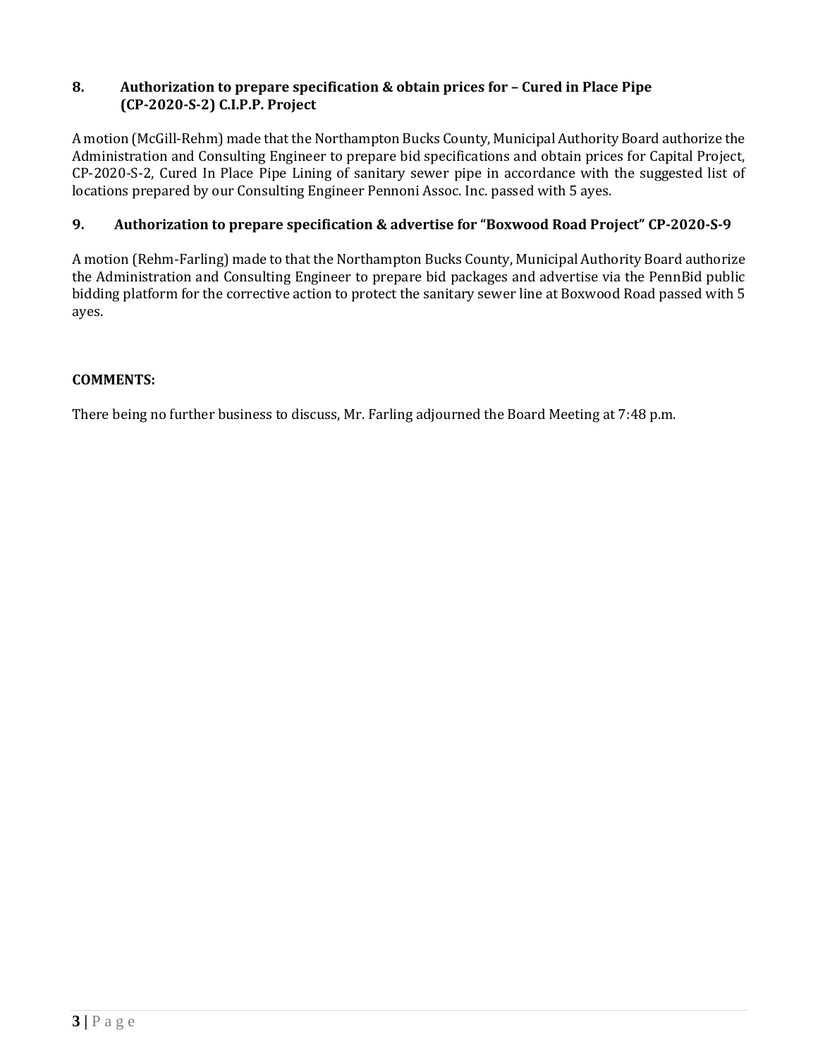**8. Authorization to prepare specification & obtain prices for – Cured in Place Pipe (CP-2020-S-2) C.I.P.P. Project**

A motion (McGill-Rehm) made that the Northampton Bucks County, Municipal Authority Board authorize the Administration and Consulting Engineer to prepare bid specifications and obtain prices for Capital Project, CP-2020-S-2, Cured In Place Pipe Lining of sanitary sewer pipe in accordance with the suggested list of locations prepared by our Consulting Engineer Pennoni Assoc. Inc. passed with 5 ayes.

**9. Authorization to prepare specification & advertise for "Boxwood Road Project" CP-2020-S-9**

A motion (Rehm-Farling) made to that the Northampton Bucks County, Municipal Authority Board authorize the Administration and Consulting Engineer to prepare bid packages and advertise via the PennBid public bidding platform for the corrective action to protect the sanitary sewer line at Boxwood Road passed with 5 ayes.

**COMMENTS:**

There being no further business to discuss, Mr. Farling adjourned the Board Meeting at 7:48 p.m.